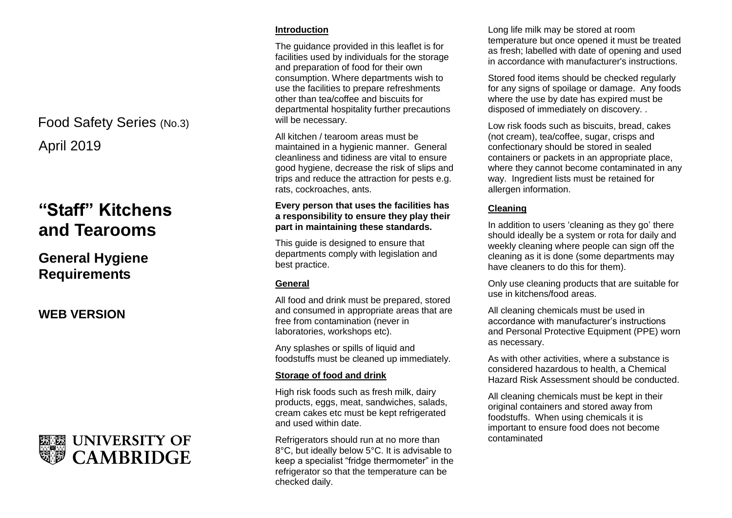Food Safety Series (No.3)

April 2019

# "Staff" Kitchens and Tearooms

## General Hygiene Requirements

## WEB VERSION

UNIVERSITY OF CAMBRIDGE

### Introduction

The guidance provided in this leaflet is for facilities used by individuals for the storage and preparation of food for their own consumption. Where departments wish to use the facilities to prepare refreshments other than tea/coffee and biscuits for departmental hospitality further precautions will be necessary.

All kitchen / tearoom areas must be maintained in a hygienic manner. General cleanliness and tidiness are vital to ensure good hygiene, decrease the risk of slips and trips and reduce the attraction for pests e.g. rats, cockroaches, ants.

**Every person that uses the facilities has a responsibility to ensure they play their part in maintaining these standards.**

This guide is designed to ensure that departments comply with legislation and best practice.

### General

All food and drink must be prepared, stored and consumed in appropriate areas that are free from contamination (never in laboratories, workshops etc).

Any splashes or spills of liquid and foodstuffs must be cleaned up immediately.

### Storage of food and drink

High risk foods such as fresh milk, dairy products, eggs, meat, sandwiches, salads, cream cakes etc must be kept refrigerated and used within date.

Refrigerators should run at no more than 8°C, but ideally below 5°C. It is advisable to keep a specialist "fridge thermometer" in the refrigerator so that the temperature can be checked daily.

Long life milk may be stored at room temperature but once opened it must be treated as fresh; labelled with date of opening and used in accordance with manufacturer's instructions.

Stored food items should be checked regularly for any signs of spoilage or damage. Any foods where the use by date has expired must be disposed of immediately on discovery. .

Low risk foods such as biscuits, bread, cakes (not cream), tea/coffee, sugar, crisps and confectionary should be stored in sealed containers or packets in an appropriate place, where they cannot become contaminated in any way. Ingredient lists must be retained for allergen information.

### Cleaning

In addition to users 'cleaning as they go' there should ideally be a system or rota for daily and weekly cleaning where people can sign off the cleaning as it is done (some departments may have cleaners to do this for them).

Only use cleaning products that are suitable for use in kitchens/food areas.

All cleaning chemicals must be used in accordance with manufacturer's instructions and Personal Protective Equipment (PPE) worn as necessary.

As with other activities, where a substance is considered hazardous to health, a Chemical Hazard Risk Assessment should be conducted.

All cleaning chemicals must be kept in their original containers and stored away from foodstuffs. When using chemicals it is important to ensure food does not become contaminated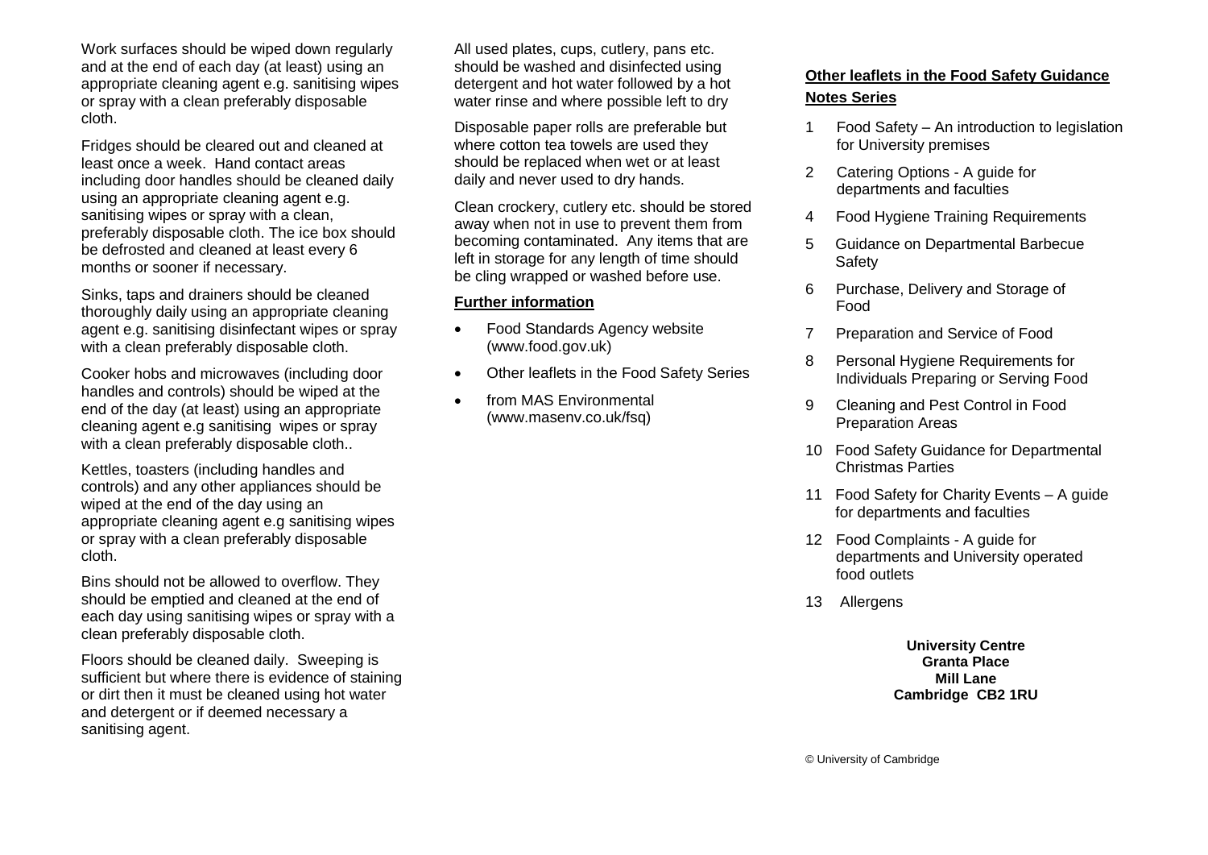Work surfaces should be wiped down regularly and at the end of each day (at least) using an appropriate cleaning agent e.g. sanitising wipes or spray with a clean preferably disposable cloth.

Fridges should be cleared out and cleaned at least once a week. Hand contact areas including door handles should be cleaned daily using an appropriate cleaning agent e.g. sanitising wipes or spray with a clean, preferably disposable cloth. The ice box should be defrosted and cleaned at least every 6 months or sooner if necessary.

Sinks, taps and drainers should be cleaned thoroughly daily using an appropriate cleaning agent e.g. sanitising disinfectant wipes or spray with a clean preferably disposable cloth.

Cooker hobs and microwaves (including door handles and controls) should be wiped at the end of the day (at least) using an appropriate cleaning agent e.g sanitising wipes or spray with a clean preferably disposable cloth..

Kettles, toasters (including handles and controls) and any other appliances should be wiped at the end of the day using an appropriate cleaning agent e.g sanitising wipes or spray with a clean preferably disposable cloth.

Bins should not be allowed to overflow. They should be emptied and cleaned at the end of each day using sanitising wipes or spray with a clean preferably disposable cloth.

Floors should be cleaned daily. Sweeping is sufficient but where there is evidence of staining or dirt then it must be cleaned using hot water and detergent or if deemed necessary a sanitising agent.

All used plates, cups, cutlery, pans etc. should be washed and disinfected using detergent and hot water followed by a hot water rinse and where possible left to dry

Disposable paper rolls are preferable but where cotton tea towels are used they should be replaced when wet or at least daily and never used to dry hands.

Clean crockery, cutlery etc. should be stored away when not in use to prevent them from becoming contaminated. Any items that are left in storage for any length of time should be cling wrapped or washed before use.

**Further information**

- Food Standards Agency website (www.food.gov.uk)
- Other leaflets in the Food Safety Series
- from MAS Environmental (www.masenv.co.uk/fsq)

**Other leaflets in the Food Safety Guidance Notes Series**

1 Food Safety – An introduction to legislation for University premises

2 Catering Options - A guide for departments and faculties

4 Food Hygiene Training Requirements

5 Guidance on Departmental Barbecue Safety

6 Purchase, Delivery and Storage of Food

7 Preparation and Service of Food

8 Personal Hygiene Requirements for Individuals Preparing or Serving Food

9 Cleaning and Pest Control in Food Preparation Areas

10 Food Safety Guidance for Departmental Christmas Parties

11 Food Safety for Charity Events – A guide for departments and faculties

12 Food Complaints - A guide for departments and University operated food outlets

13 Allergens

**University Centre**
**Granta Place**
**Mill Lane**
**Cambridge CB2 1RU**

© University of Cambridge